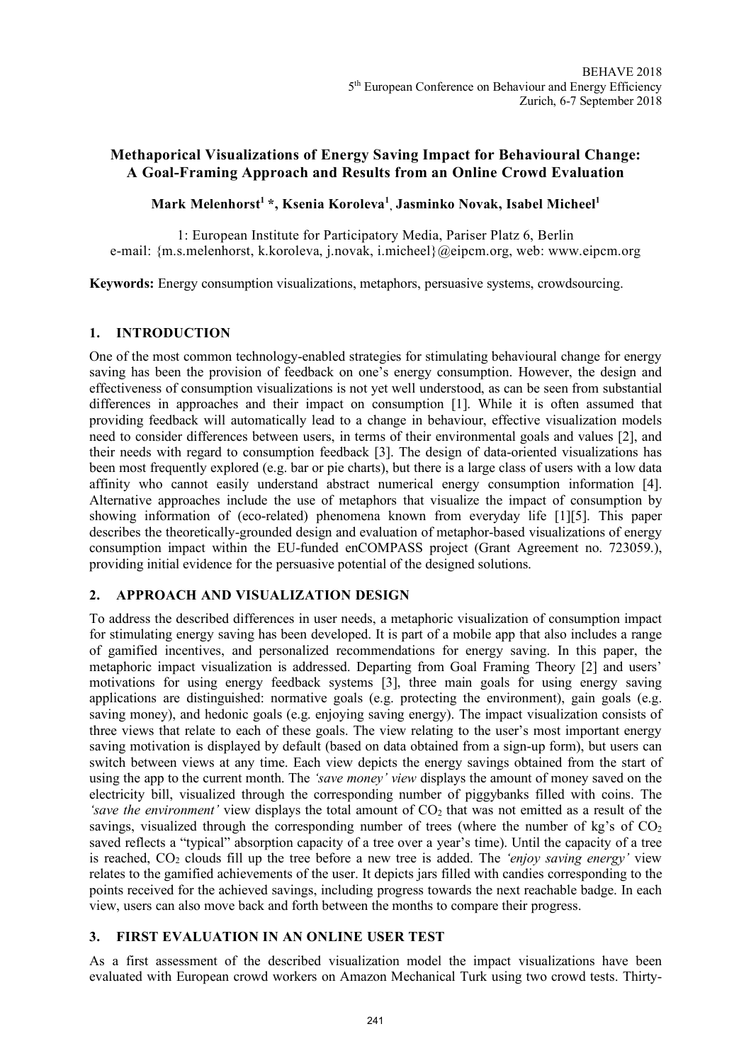# Methaporical Visualizations of Energy Saving Impact for Behavioural Change: A Goal-Framing Approach and Results from an Online Crowd Evaluation

**Mark Melenhorst[1] \*, Ksenia Koroleva[1], Jasminko Novak, Isabel Micheel[1]**

1: European Institute for Participatory Media, Pariser Platz 6, Berlin
e-mail: {m.s.melenhorst, k.koroleva, j.novak, i.micheel}@eipcm.org, web: www.eipcm.org

**Keywords:** Energy consumption visualizations, metaphors, persuasive systems, crowdsourcing.

## 1. INTRODUCTION

One of the most common technology-enabled strategies for stimulating behavioural change for energy saving has been the provision of feedback on one's energy consumption. However, the design and effectiveness of consumption visualizations is not yet well understood, as can be seen from substantial differences in approaches and their impact on consumption [1]. While it is often assumed that providing feedback will automatically lead to a change in behaviour, effective visualization models need to consider differences between users, in terms of their environmental goals and values [2], and their needs with regard to consumption feedback [3]. The design of data-oriented visualizations has been most frequently explored (e.g. bar or pie charts), but there is a large class of users with a low data affinity who cannot easily understand abstract numerical energy consumption information [4]. Alternative approaches include the use of metaphors that visualize the impact of consumption by showing information of (eco-related) phenomena known from everyday life [1][5]. This paper describes the theoretically-grounded design and evaluation of metaphor-based visualizations of energy consumption impact within the EU-funded enCOMPASS project (Grant Agreement no. 723059.), providing initial evidence for the persuasive potential of the designed solutions.

## 2. APPROACH AND VISUALIZATION DESIGN

To address the described differences in user needs, a metaphoric visualization of consumption impact for stimulating energy saving has been developed. It is part of a mobile app that also includes a range of gamified incentives, and personalized recommendations for energy saving. In this paper, the metaphoric impact visualization is addressed. Departing from Goal Framing Theory [2] and users' motivations for using energy feedback systems [3], three main goals for using energy saving applications are distinguished: normative goals (e.g. protecting the environment), gain goals (e.g. saving money), and hedonic goals (e.g. enjoying saving energy). The impact visualization consists of three views that relate to each of these goals. The view relating to the user's most important energy saving motivation is displayed by default (based on data obtained from a sign-up form), but users can switch between views at any time. Each view depicts the energy savings obtained from the start of using the app to the current month. The *'save money' view* displays the amount of money saved on the electricity bill, visualized through the corresponding number of piggybanks filled with coins. The *'save the environment'* view displays the total amount of $CO_2$ that was not emitted as a result of the savings, visualized through the corresponding number of trees (where the number of kg's of $CO_2$ saved reflects a "typical" absorption capacity of a tree over a year's time). Until the capacity of a tree is reached, $CO_2$ clouds fill up the tree before a new tree is added. The *'enjoy saving energy'* view relates to the gamified achievements of the user. It depicts jars filled with candies corresponding to the points received for the achieved savings, including progress towards the next reachable badge. In each view, users can also move back and forth between the months to compare their progress.

## 3. FIRST EVALUATION IN AN ONLINE USER TEST

As a first assessment of the described visualization model the impact visualizations have been evaluated with European crowd workers on Amazon Mechanical Turk using two crowd tests. Thirty-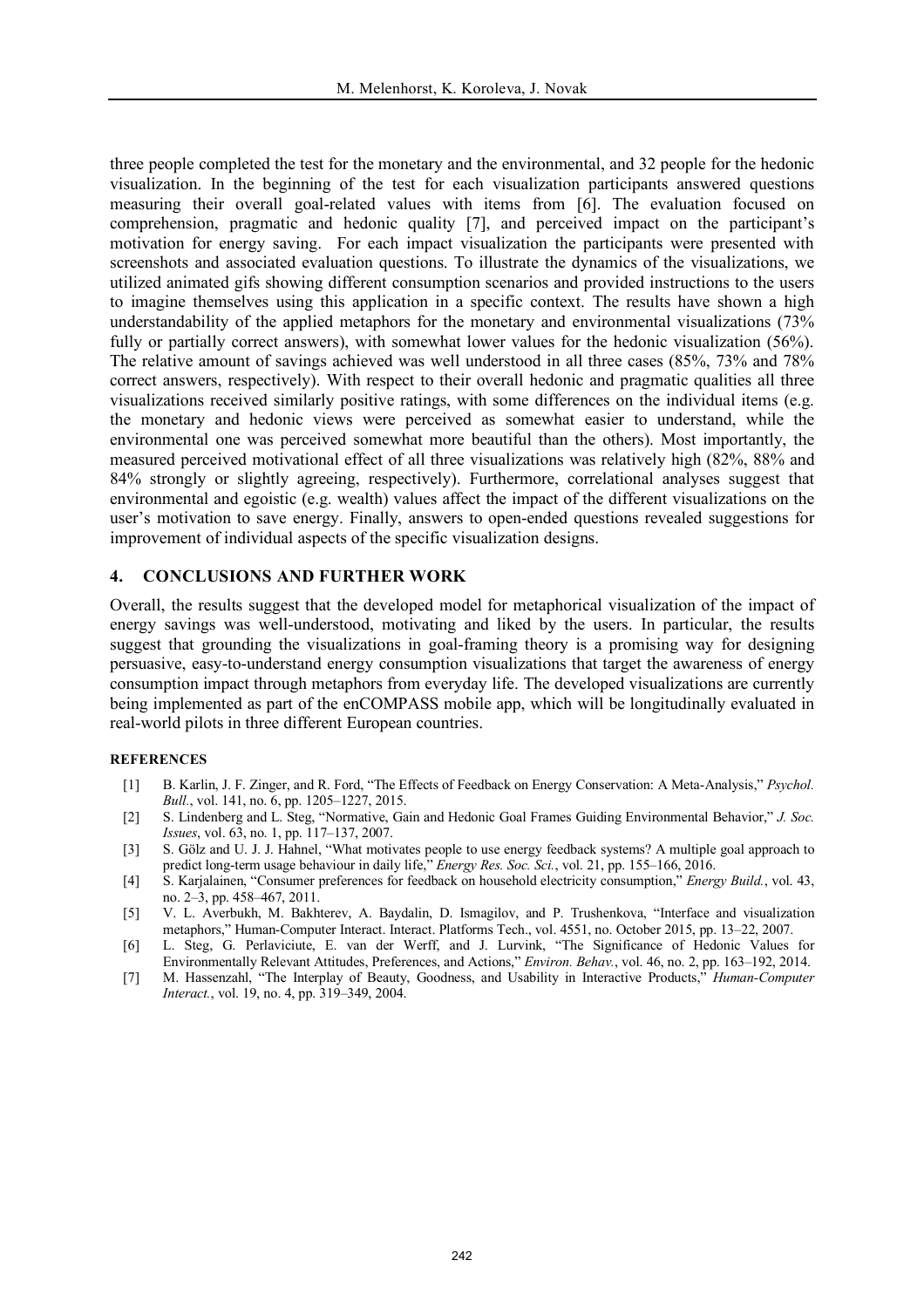three people completed the test for the monetary and the environmental, and 32 people for the hedonic visualization. In the beginning of the test for each visualization participants answered questions measuring their overall goal-related values with items from [6]. The evaluation focused on comprehension, pragmatic and hedonic quality [7], and perceived impact on the participant's motivation for energy saving. For each impact visualization the participants were presented with screenshots and associated evaluation questions. To illustrate the dynamics of the visualizations, we utilized animated gifs showing different consumption scenarios and provided instructions to the users to imagine themselves using this application in a specific context. The results have shown a high understandability of the applied metaphors for the monetary and environmental visualizations (73% fully or partially correct answers), with somewhat lower values for the hedonic visualization (56%). The relative amount of savings achieved was well understood in all three cases (85%, 73% and 78% correct answers, respectively). With respect to their overall hedonic and pragmatic qualities all three visualizations received similarly positive ratings, with some differences on the individual items (e.g. the monetary and hedonic views were perceived as somewhat easier to understand, while the environmental one was perceived somewhat more beautiful than the others). Most importantly, the measured perceived motivational effect of all three visualizations was relatively high (82%, 88% and 84% strongly or slightly agreeing, respectively). Furthermore, correlational analyses suggest that environmental and egoistic (e.g. wealth) values affect the impact of the different visualizations on the user's motivation to save energy. Finally, answers to open-ended questions revealed suggestions for improvement of individual aspects of the specific visualization designs.

## 4. CONCLUSIONS AND FURTHER WORK

Overall, the results suggest that the developed model for metaphorical visualization of the impact of energy savings was well-understood, motivating and liked by the users. In particular, the results suggest that grounding the visualizations in goal-framing theory is a promising way for designing persuasive, easy-to-understand energy consumption visualizations that target the awareness of energy consumption impact through metaphors from everyday life. The developed visualizations are currently being implemented as part of the enCOMPASS mobile app, which will be longitudinally evaluated in real-world pilots in three different European countries.

### REFERENCES

[1] B. Karlin, J. F. Zinger, and R. Ford, "The Effects of Feedback on Energy Conservation: A Meta-Analysis," *Psychol. Bull.*, vol. 141, no. 6, pp. 1205–1227, 2015.

[2] S. Lindenberg and L. Steg, "Normative, Gain and Hedonic Goal Frames Guiding Environmental Behavior," *J. Soc. Issues*, vol. 63, no. 1, pp. 117–137, 2007.

[3] S. Gölz and U. J. J. Hahnel, "What motivates people to use energy feedback systems? A multiple goal approach to predict long-term usage behaviour in daily life," *Energy Res. Soc. Sci.*, vol. 21, pp. 155–166, 2016.

[4] S. Karjalainen, "Consumer preferences for feedback on household electricity consumption," *Energy Build.*, vol. 43, no. 2–3, pp. 458–467, 2011.

[5] V. L. Averbukh, M. Bakhterev, A. Baydalin, D. Ismagilov, and P. Trushenkova, "Interface and visualization metaphors," Human-Computer Interact. Interact. Platforms Tech., vol. 4551, no. October 2015, pp. 13–22, 2007.

[6] L. Steg, G. Perlaviciute, E. van der Werff, and J. Lurvink, "The Significance of Hedonic Values for Environmentally Relevant Attitudes, Preferences, and Actions," *Environ. Behav.*, vol. 46, no. 2, pp. 163–192, 2014.

[7] M. Hassenzahl, "The Interplay of Beauty, Goodness, and Usability in Interactive Products," *Human-Computer Interact.*, vol. 19, no. 4, pp. 319–349, 2004.